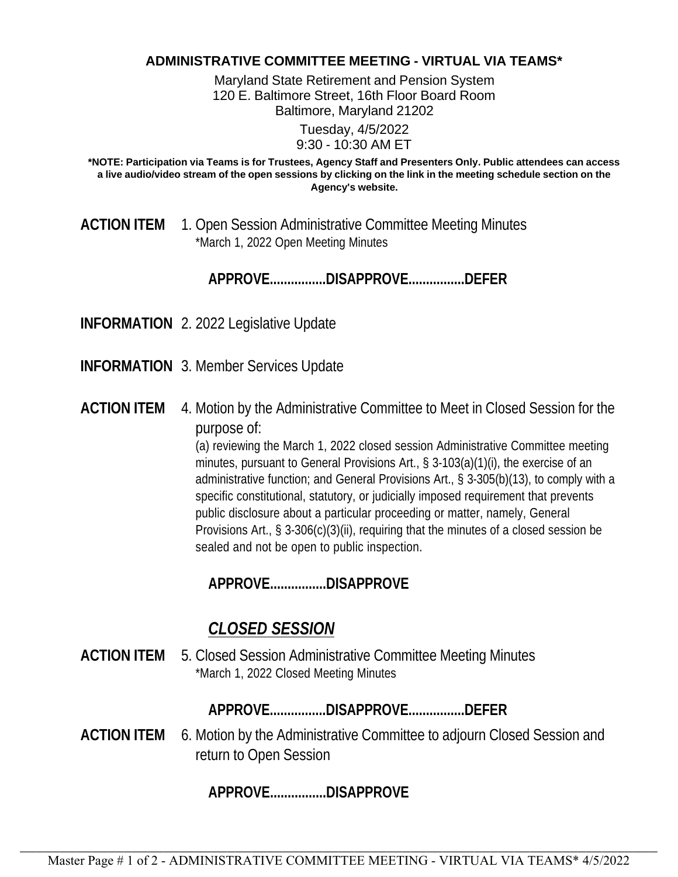# ADMINISTRATIVE COMMITTEE MEETING - VIRTUAL VIA TEAMS*

Maryland State Retirement and Pension System
120 E. Baltimore Street, 16th Floor Board Room
Baltimore, Maryland 21202

Tuesday, 4/5/2022
9:30 - 10:30 AM ET

***NOTE: Participation via Teams is for Trustees, Agency Staff and Presenters Only. Public attendees can access a live audio/video stream of the open sessions by clicking on the link in the meeting schedule section on the Agency's website.**

**ACTION ITEM** 1. Open Session Administrative Committee Meeting Minutes
*March 1, 2022 Open Meeting Minutes

**APPROVE................DISAPPROVE................DEFER**

**INFORMATION** 2. 2022 Legislative Update

**INFORMATION** 3. Member Services Update

**ACTION ITEM** 4. Motion by the Administrative Committee to Meet in Closed Session for the purpose of:
(a) reviewing the March 1, 2022 closed session Administrative Committee meeting minutes, pursuant to General Provisions Art., § 3-103(a)(1)(i), the exercise of an administrative function; and General Provisions Art., § 3-305(b)(13), to comply with a specific constitutional, statutory, or judicially imposed requirement that prevents public disclosure about a particular proceeding or matter, namely, General Provisions Art., § 3-306(c)(3)(ii), requiring that the minutes of a closed session be sealed and not be open to public inspection.

**APPROVE................DISAPPROVE**

## ***CLOSED SESSION***

**ACTION ITEM** 5. Closed Session Administrative Committee Meeting Minutes
*March 1, 2022 Closed Meeting Minutes

**APPROVE................DISAPPROVE................DEFER**

**ACTION ITEM** 6. Motion by the Administrative Committee to adjourn Closed Session and return to Open Session

**APPROVE................DISAPPROVE**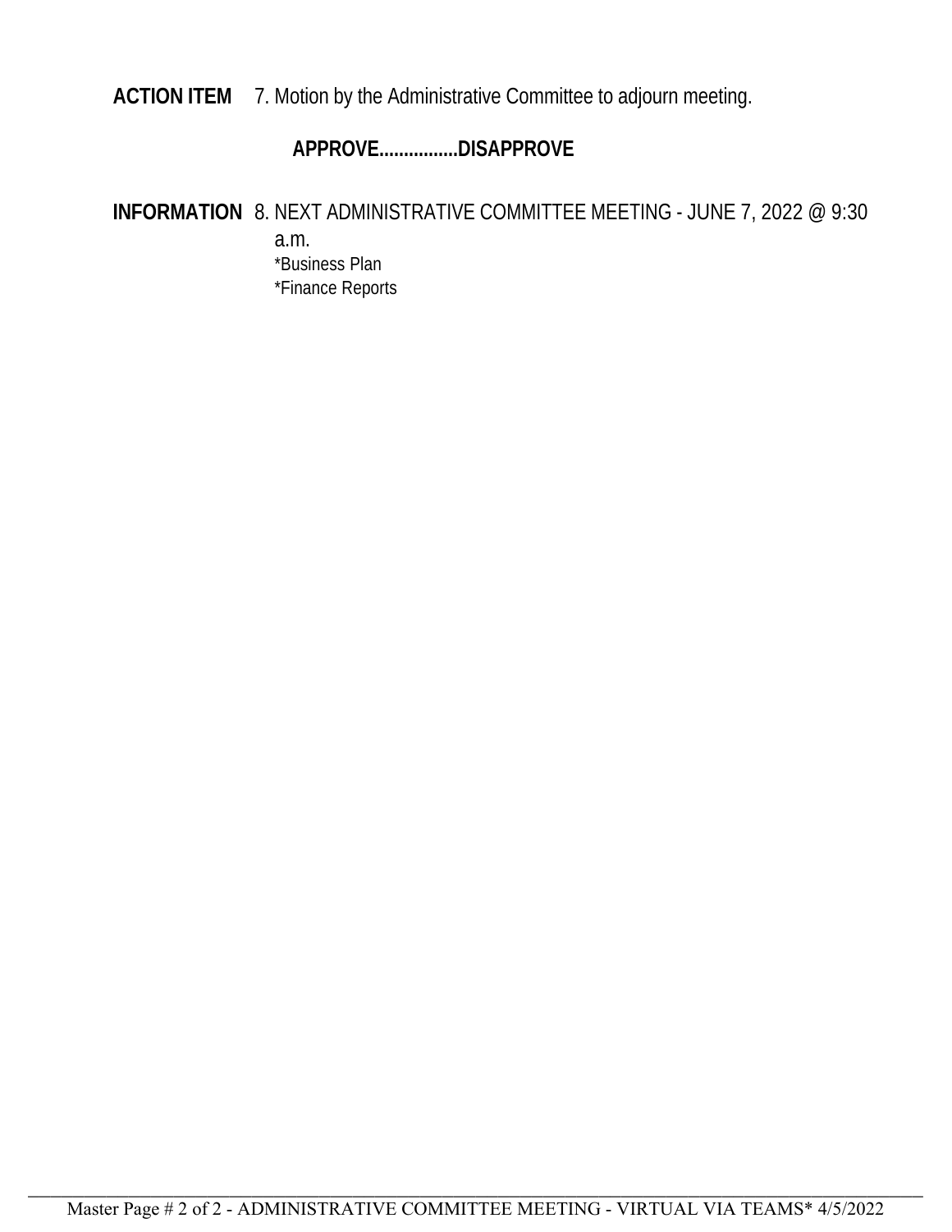**ACTION ITEM** 7. Motion by the Administrative Committee to adjourn meeting.

**APPROVE................DISAPPROVE**

**INFORMATION** 8. NEXT ADMINISTRATIVE COMMITTEE MEETING - JUNE 7, 2022 @ 9:30 a.m.

*Business Plan
*Finance Reports